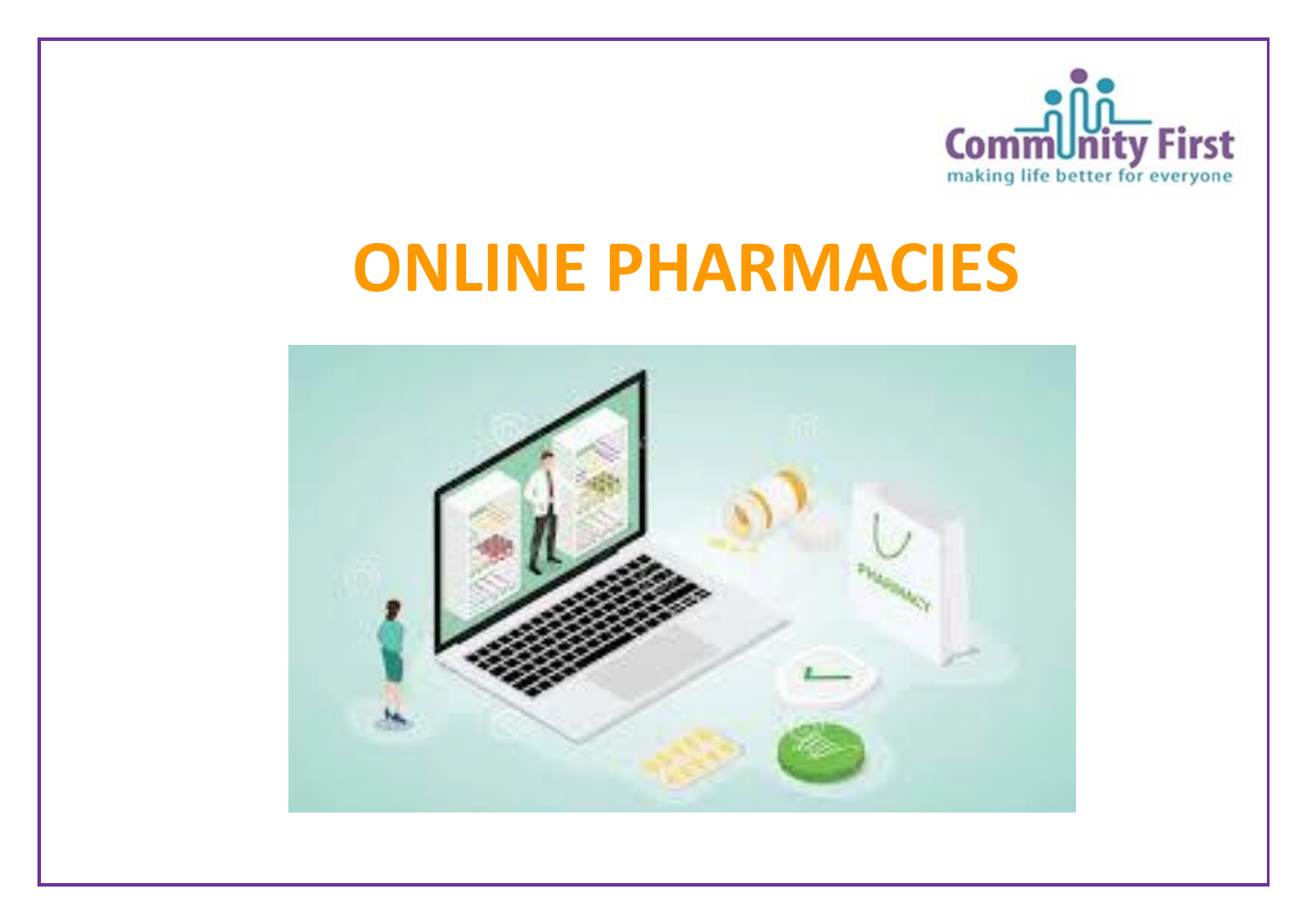Community First
making life better for everyone

# ONLINE PHARMACIES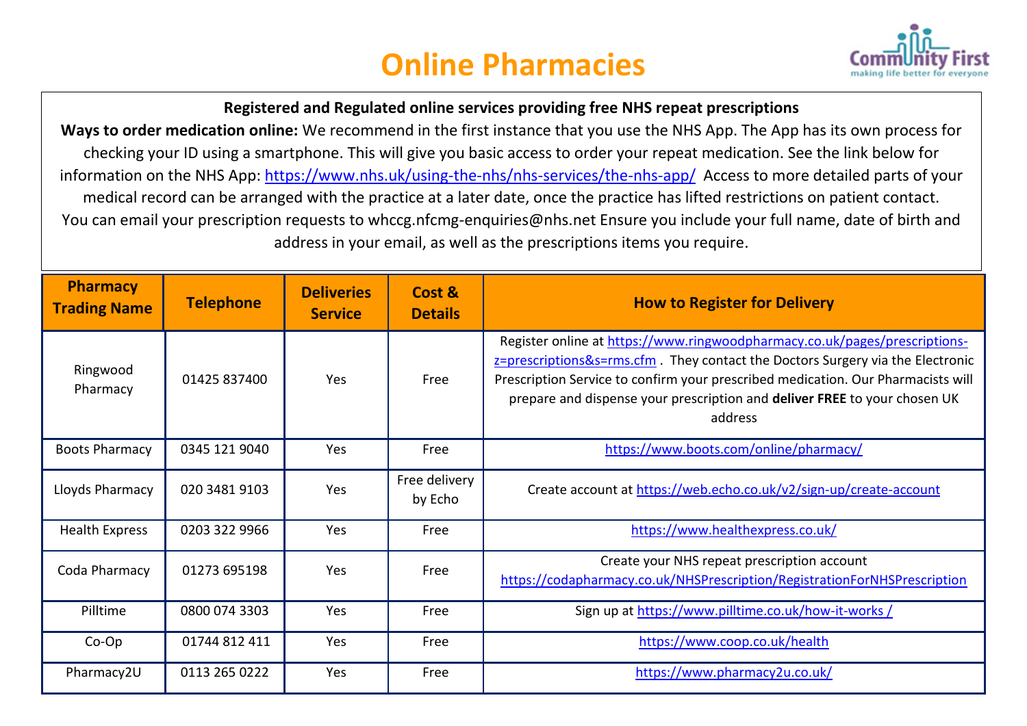# Online Pharmacies

**Registered and Regulated online services providing free NHS repeat prescriptions**

**Ways to order medication online:** We recommend in the first instance that you use the NHS App. The App has its own process for checking your ID using a smartphone. This will give you basic access to order your repeat medication. See the link below for information on the NHS App: https://www.nhs.uk/using-the-nhs/nhs-services/the-nhs-app/ Access to more detailed parts of your medical record can be arranged with the practice at a later date, once the practice has lifted restrictions on patient contact. You can email your prescription requests to whccg.nfcmg-enquiries@nhs.net Ensure you include your full name, date of birth and address in your email, as well as the prescriptions items you require.

| Pharmacy Trading Name | Telephone | Deliveries Service | Cost & Details | How to Register for Delivery |
|---|---|---|---|---|
| Ringwood Pharmacy | 01425 837400 | Yes | Free | Register online at https://www.ringwoodpharmacy.co.uk/pages/prescriptions-z=prescriptions&s=rms.cfm . They contact the Doctors Surgery via the Electronic Prescription Service to confirm your prescribed medication. Our Pharmacists will prepare and dispense your prescription and **deliver FREE** to your chosen UK address |
| Boots Pharmacy | 0345 121 9040 | Yes | Free | https://www.boots.com/online/pharmacy/ |
| Lloyds Pharmacy | 020 3481 9103 | Yes | Free delivery by Echo | Create account at https://web.echo.co.uk/v2/sign-up/create-account |
| Health Express | 0203 322 9966 | Yes | Free | https://www.healthexpress.co.uk/ |
| Coda Pharmacy | 01273 695198 | Yes | Free | Create your NHS repeat prescription account https://codapharmacy.co.uk/NHSPrescription/RegistrationForNHSPrescription |
| Pilltime | 0800 074 3303 | Yes | Free | Sign up at https://www.pilltime.co.uk/how-it-works / |
| Co-Op | 01744 812 411 | Yes | Free | https://www.coop.co.uk/health |
| Pharmacy2U | 0113 265 0222 | Yes | Free | https://www.pharmacy2u.co.uk/ |